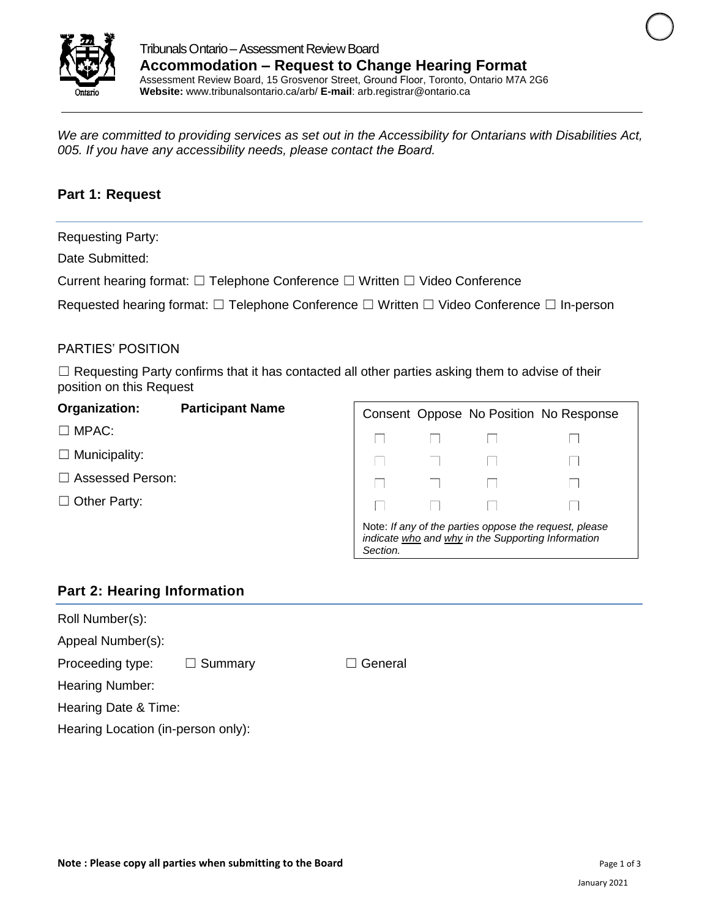Tribunals Ontario – Assessment Review Board

# Accommodation – Request to Change Hearing Format

Assessment Review Board, 15 Grosvenor Street, Ground Floor, Toronto, Ontario M7A 2G6
**Website:** www.tribunalsontario.ca/arb/ **E-mail**: arb.registrar@ontario.ca

*We are committed to providing services as set out in the Accessibility for Ontarians with Disabilities Act, 005. If you have any accessibility needs, please contact the Board.*

## Part 1: Request

Requesting Party:

Date Submitted:

Current hearing format: ☐ Telephone Conference ☐ Written ☐ Video Conference

Requested hearing format: ☐ Telephone Conference ☐ Written ☐ Video Conference ☐ In-person

PARTIES' POSITION

☐ Requesting Party confirms that it has contacted all other parties asking them to advise of their position on this Request

| **Organization:** | **Participant Name** | Consent | Oppose | No Position | No Response |
|---|---|---|---|---|---|
| ☐ MPAC: | | ☐ | ☐ | ☐ | ☐ |
| ☐ Municipality: | | ☐ | ☐ | ☐ | ☐ |
| ☐ Assessed Person: | | ☐ | ☐ | ☐ | ☐ |
| ☐ Other Party: | | ☐ | ☐ | ☐ | ☐ |

Note: *If any of the parties oppose the request, please indicate who and why in the Supporting Information Section.*

## Part 2: Hearing Information

Roll Number(s):

Appeal Number(s):

Proceeding type: ☐ Summary ☐ General

Hearing Number:

Hearing Date & Time:

Hearing Location (in-person only):

**Note : Please copy all parties when submitting to the Board**

January 2021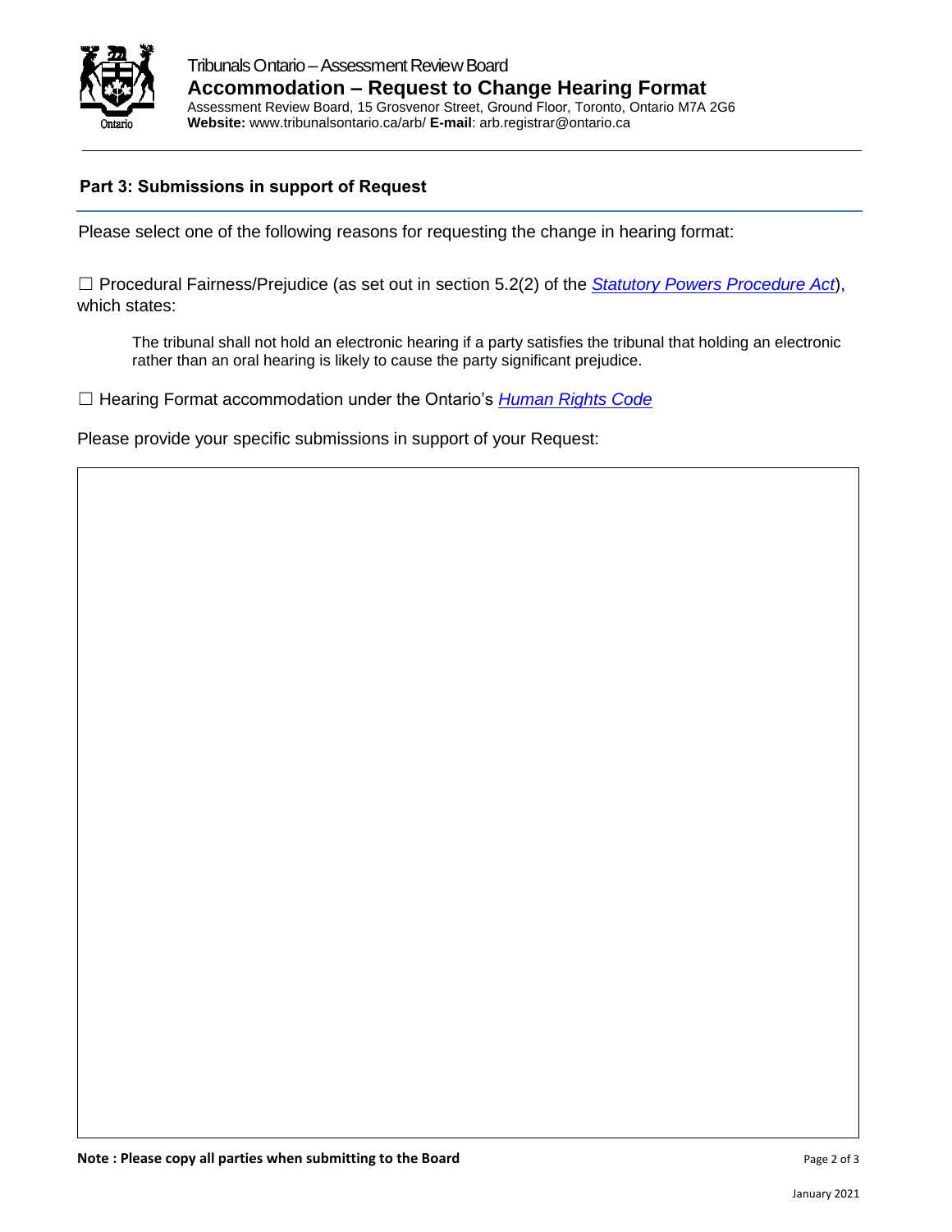Tribunals Ontario – Assessment Review Board

**Accommodation – Request to Change Hearing Format**

Assessment Review Board, 15 Grosvenor Street, Ground Floor, Toronto, Ontario M7A 2G6
**Website:** www.tribunalsontario.ca/arb/ **E-mail**: arb.registrar@ontario.ca

## Part 3: Submissions in support of Request

Please select one of the following reasons for requesting the change in hearing format:

☐ Procedural Fairness/Prejudice (as set out in section 5.2(2) of the *Statutory Powers Procedure Act*), which states:

> The tribunal shall not hold an electronic hearing if a party satisfies the tribunal that holding an electronic rather than an oral hearing is likely to cause the party significant prejudice.

☐ Hearing Format accommodation under the Ontario's *Human Rights Code*

Please provide your specific submissions in support of your Request:

**Note : Please copy all parties when submitting to the Board**

January 2021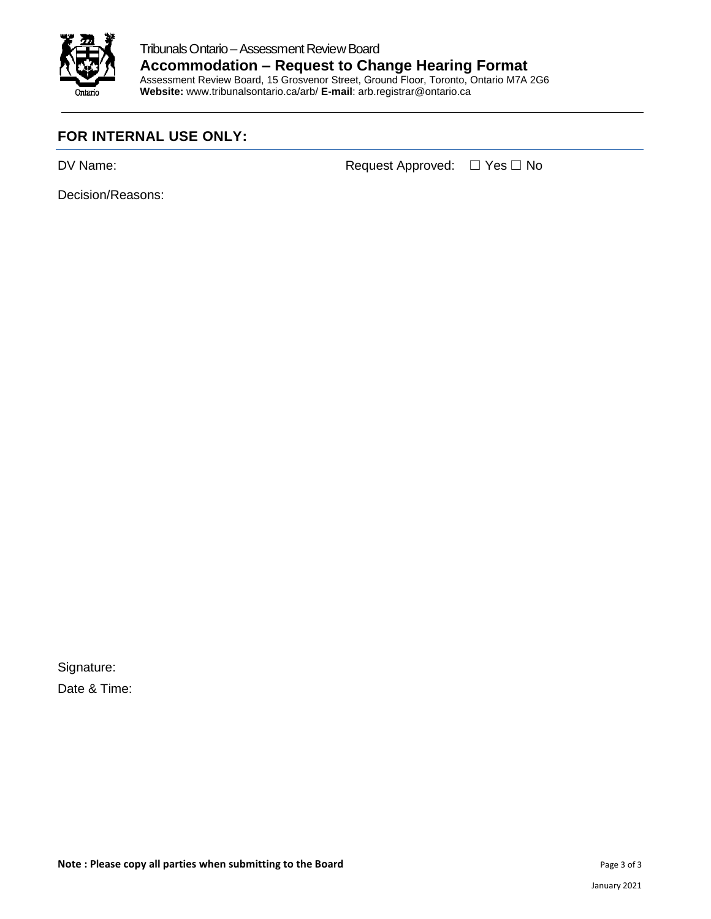Tribunals Ontario – Assessment Review Board

# Accommodation – Request to Change Hearing Format

Assessment Review Board, 15 Grosvenor Street, Ground Floor, Toronto, Ontario M7A 2G6
**Website:** www.tribunalsontario.ca/arb/ **E-mail**: arb.registrar@ontario.ca

## FOR INTERNAL USE ONLY:

DV Name:

Request Approved: ☐ Yes ☐ No

Decision/Reasons:

Signature:

Date & Time:

**Note : Please copy all parties when submitting to the Board**

January 2021